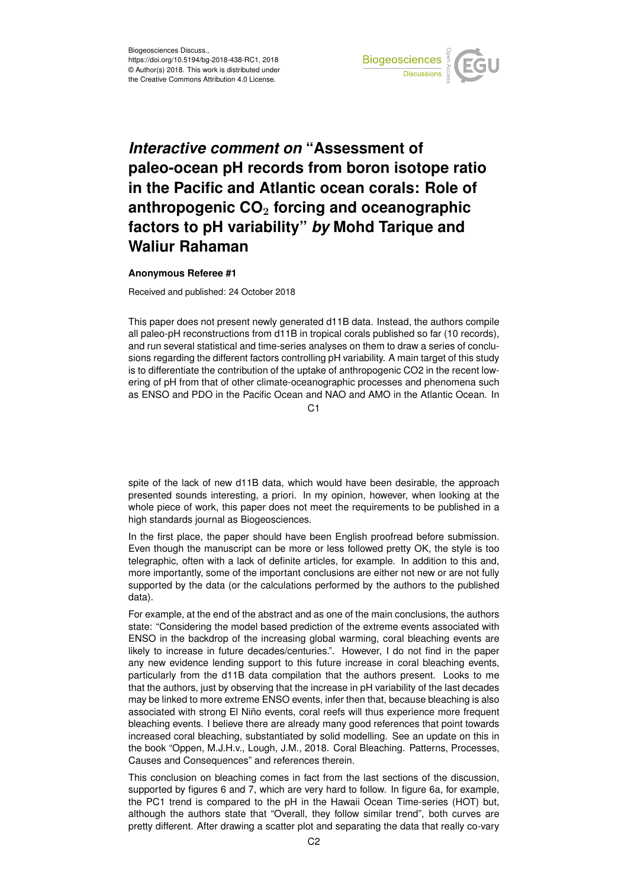Biogeosciences Discuss.,
https://doi.org/10.5194/bg-2018-438-RC1, 2018
© Author(s) 2018. This work is distributed under
the Creative Commons Attribution 4.0 License.

# *Interactive comment on* "Assessment of paleo-ocean pH records from boron isotope ratio in the Pacific and Atlantic ocean corals: Role of anthropogenic $CO_2$ forcing and oceanographic factors to pH variability" *by* Mohd Tarique and Waliur Rahaman

**Anonymous Referee #1**

Received and published: 24 October 2018

This paper does not present newly generated d11B data. Instead, the authors compile all paleo-pH reconstructions from d11B in tropical corals published so far (10 records), and run several statistical and time-series analyses on them to draw a series of conclusions regarding the different factors controlling pH variability. A main target of this study is to differentiate the contribution of the uptake of anthropogenic CO2 in the recent lowering of pH from that of other climate-oceanographic processes and phenomena such as ENSO and PDO in the Pacific Ocean and NAO and AMO in the Atlantic Ocean. In spite of the lack of new d11B data, which would have been desirable, the approach presented sounds interesting, a priori. In my opinion, however, when looking at the whole piece of work, this paper does not meet the requirements to be published in a high standards journal as Biogeosciences.

In the first place, the paper should have been English proofread before submission. Even though the manuscript can be more or less followed pretty OK, the style is too telegraphic, often with a lack of definite articles, for example. In addition to this and, more importantly, some of the important conclusions are either not new or are not fully supported by the data (or the calculations performed by the authors to the published data).

For example, at the end of the abstract and as one of the main conclusions, the authors state: "Considering the model based prediction of the extreme events associated with ENSO in the backdrop of the increasing global warming, coral bleaching events are likely to increase in future decades/centuries.". However, I do not find in the paper any new evidence lending support to this future increase in coral bleaching events, particularly from the d11B data compilation that the authors present. Looks to me that the authors, just by observing that the increase in pH variability of the last decades may be linked to more extreme ENSO events, infer then that, because bleaching is also associated with strong El Niño events, coral reefs will thus experience more frequent bleaching events. I believe there are already many good references that point towards increased coral bleaching, substantiated by solid modelling. See an update on this in the book "Oppen, M.J.H.v., Lough, J.M., 2018. Coral Bleaching. Patterns, Processes, Causes and Consequences" and references therein.

This conclusion on bleaching comes in fact from the last sections of the discussion, supported by figures 6 and 7, which are very hard to follow. In figure 6a, for example, the PC1 trend is compared to the pH in the Hawaii Ocean Time-series (HOT) but, although the authors state that "Overall, they follow similar trend", both curves are pretty different. After drawing a scatter plot and separating the data that really co-vary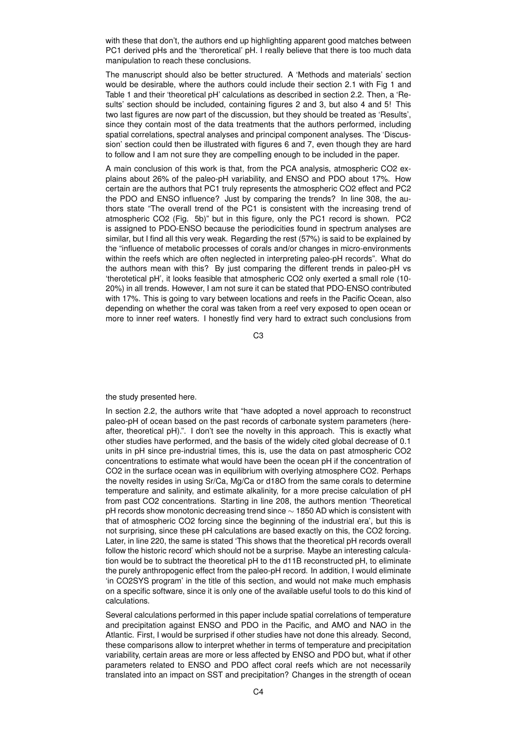with these that don't, the authors end up highlighting apparent good matches between PC1 derived pHs and the 'theroretical' pH. I really believe that there is too much data manipulation to reach these conclusions.

The manuscript should also be better structured. A 'Methods and materials' section would be desirable, where the authors could include their section 2.1 with Fig 1 and Table 1 and their 'theoretical pH' calculations as described in section 2.2. Then, a 'Results' section should be included, containing figures 2 and 3, but also 4 and 5! This two last figures are now part of the discussion, but they should be treated as 'Results', since they contain most of the data treatments that the authors performed, including spatial correlations, spectral analyses and principal component analyses. The 'Discussion' section could then be illustrated with figures 6 and 7, even though they are hard to follow and I am not sure they are compelling enough to be included in the paper.

A main conclusion of this work is that, from the PCA analysis, atmospheric $CO_2$ explains about 26% of the paleo-pH variability, and ENSO and PDO about 17%. How certain are the authors that PC1 truly represents the atmospheric $CO_2$ effect and PC2 the PDO and ENSO influence? Just by comparing the trends? In line 308, the authors state "The overall trend of the PC1 is consistent with the increasing trend of atmospheric $CO_2$ (Fig. 5b)" but in this figure, only the PC1 record is shown. PC2 is assigned to PDO-ENSO because the periodicities found in spectrum analyses are similar, but I find all this very weak. Regarding the rest (57%) is said to be explained by the "influence of metabolic processes of corals and/or changes in micro-environments within the reefs which are often neglected in interpreting paleo-pH records". What do the authors mean with this? By just comparing the different trends in paleo-pH vs 'therotetical pH', it looks feasible that atmospheric $CO_2$ only exerted a small role (10-20%) in all trends. However, I am not sure it can be stated that PDO-ENSO contributed with 17%. This is going to vary between locations and reefs in the Pacific Ocean, also depending on whether the coral was taken from a reef very exposed to open ocean or more to inner reef waters. I honestly find very hard to extract such conclusions from the study presented here.

In section 2.2, the authors write that "have adopted a novel approach to reconstruct paleo-pH of ocean based on the past records of carbonate system parameters (hereafter, theoretical pH).". I don't see the novelty in this approach. This is exactly what other studies have performed, and the basis of the widely cited global decrease of 0.1 units in pH since pre-industrial times, this is, use the data on past atmospheric $CO_2$ concentrations to estimate what would have been the ocean pH if the concentration of $CO_2$ in the surface ocean was in equilibrium with overlying atmosphere $CO_2$. Perhaps the novelty resides in using Sr/Ca, Mg/Ca or $d18O$ from the same corals to determine temperature and salinity, and estimate alkalinity, for a more precise calculation of pH from past $CO_2$ concentrations. Starting in line 208, the authors mention 'Theoretical pH records show monotonic decreasing trend since $\sim$ 1850 AD which is consistent with that of atmospheric $CO_2$ forcing since the beginning of the industrial era', but this is not surprising, since these pH calculations are based exactly on this, the $CO_2$ forcing. Later, in line 220, the same is stated 'This shows that the theoretical pH records overall follow the historic record' which should not be a surprise. Maybe an interesting calculation would be to subtract the theoretical pH to the $d11B$ reconstructed pH, to eliminate the purely anthropogenic effect from the paleo-pH record. In addition, I would eliminate 'in CO2SYS program' in the title of this section, and would not make much emphasis on a specific software, since it is only one of the available useful tools to do this kind of calculations.

Several calculations performed in this paper include spatial correlations of temperature and precipitation against ENSO and PDO in the Pacific, and AMO and NAO in the Atlantic. First, I would be surprised if other studies have not done this already. Second, these comparisons allow to interpret whether in terms of temperature and precipitation variability, certain areas are more or less affected by ENSO and PDO but, what if other parameters related to ENSO and PDO affect coral reefs which are not necessarily translated into an impact on SST and precipitation? Changes in the strength of ocean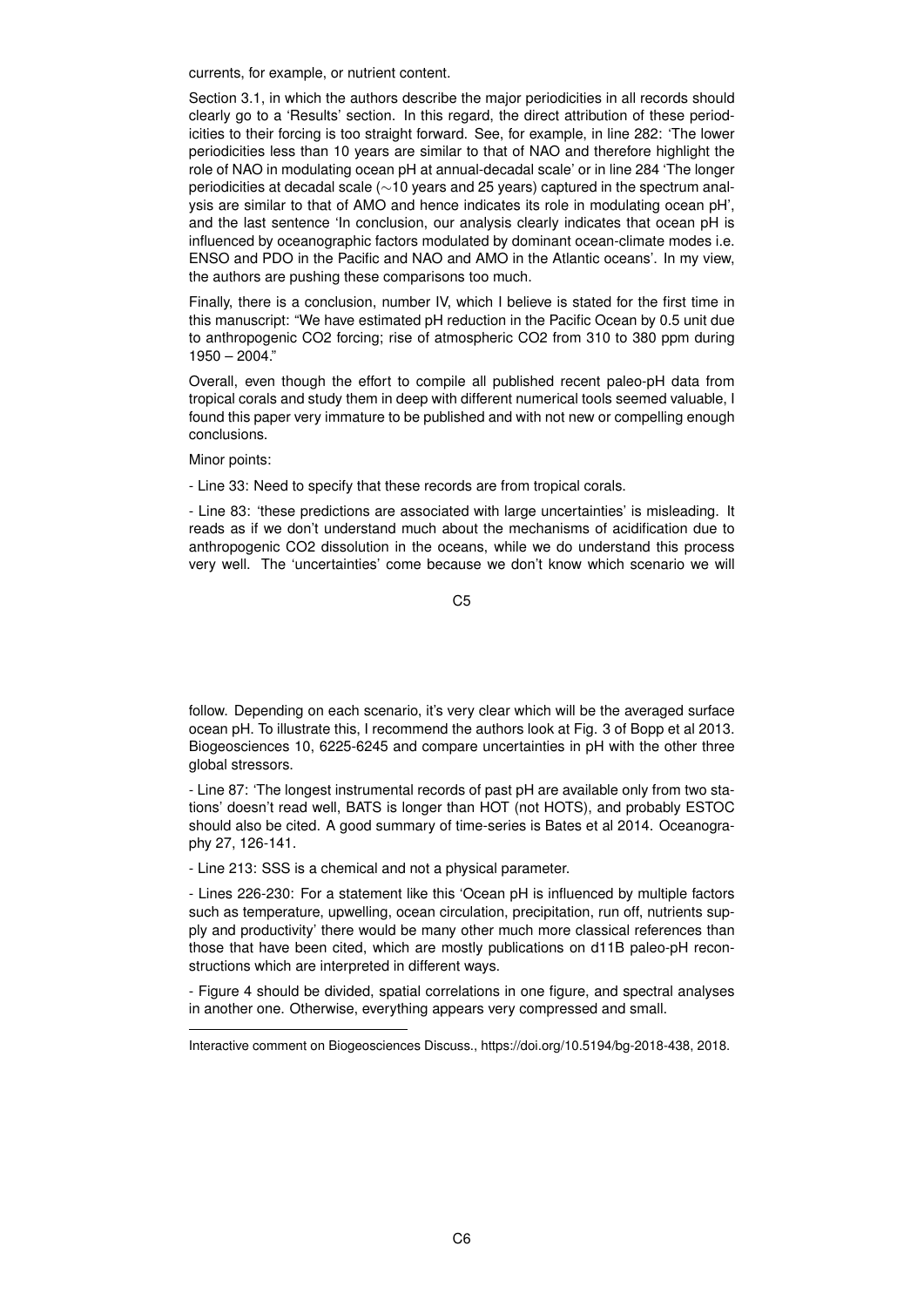currents, for example, or nutrient content.

Section 3.1, in which the authors describe the major periodicities in all records should clearly go to a 'Results' section. In this regard, the direct attribution of these periodicities to their forcing is too straight forward. See, for example, in line 282: 'The lower periodicities less than 10 years are similar to that of NAO and therefore highlight the role of NAO in modulating ocean pH at annual-decadal scale' or in line 284 'The longer periodicities at decadal scale (~10 years and 25 years) captured in the spectrum analysis are similar to that of AMO and hence indicates its role in modulating ocean pH', and the last sentence 'In conclusion, our analysis clearly indicates that ocean pH is influenced by oceanographic factors modulated by dominant ocean-climate modes i.e. ENSO and PDO in the Pacific and NAO and AMO in the Atlantic oceans'. In my view, the authors are pushing these comparisons too much.

Finally, there is a conclusion, number IV, which I believe is stated for the first time in this manuscript: "We have estimated pH reduction in the Pacific Ocean by 0.5 unit due to anthropogenic $CO_2$ forcing; rise of atmospheric $CO_2$ from 310 to 380 ppm during 1950 – 2004."

Overall, even though the effort to compile all published recent paleo-pH data from tropical corals and study them in deep with different numerical tools seemed valuable, I found this paper very immature to be published and with not new or compelling enough conclusions.

Minor points:

- Line 33: Need to specify that these records are from tropical corals.

- Line 83: 'these predictions are associated with large uncertainties' is misleading. It reads as if we don't understand much about the mechanisms of acidification due to anthropogenic $CO_2$ dissolution in the oceans, while we do understand this process very well. The 'uncertainties' come because we don't know which scenario we will follow. Depending on each scenario, it's very clear which will be the averaged surface ocean pH. To illustrate this, I recommend the authors look at Fig. 3 of Bopp et al 2013. Biogeosciences 10, 6225-6245 and compare uncertainties in pH with the other three global stressors.

- Line 87: 'The longest instrumental records of past pH are available only from two stations' doesn't read well, BATS is longer than HOT (not HOTS), and probably ESTOC should also be cited. A good summary of time-series is Bates et al 2014. Oceanography 27, 126-141.

- Line 213: SSS is a chemical and not a physical parameter.

- Lines 226-230: For a statement like this 'Ocean pH is influenced by multiple factors such as temperature, upwelling, ocean circulation, precipitation, run off, nutrients supply and productivity' there would be many other much more classical references than those that have been cited, which are mostly publications on d11B paleo-pH reconstructions which are interpreted in different ways.

- Figure 4 should be divided, spatial correlations in one figure, and spectral analyses in another one. Otherwise, everything appears very compressed and small.

---

Interactive comment on Biogeosciences Discuss., https://doi.org/10.5194/bg-2018-438, 2018.